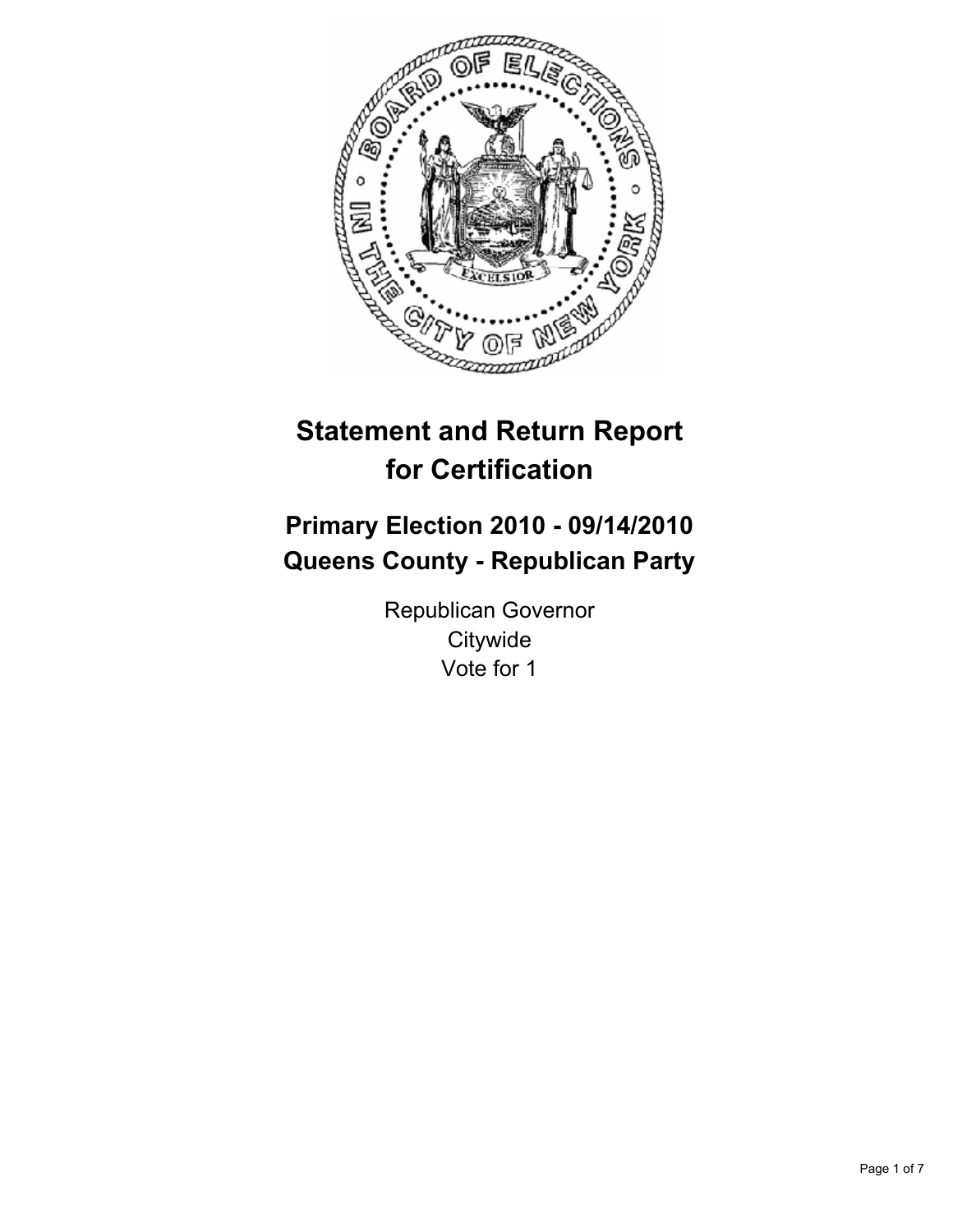# Statement and Return Report for Certification

## Primary Election 2010 - 09/14/2010
## Queens County - Republican Party

Republican Governor
Citywide
Vote for 1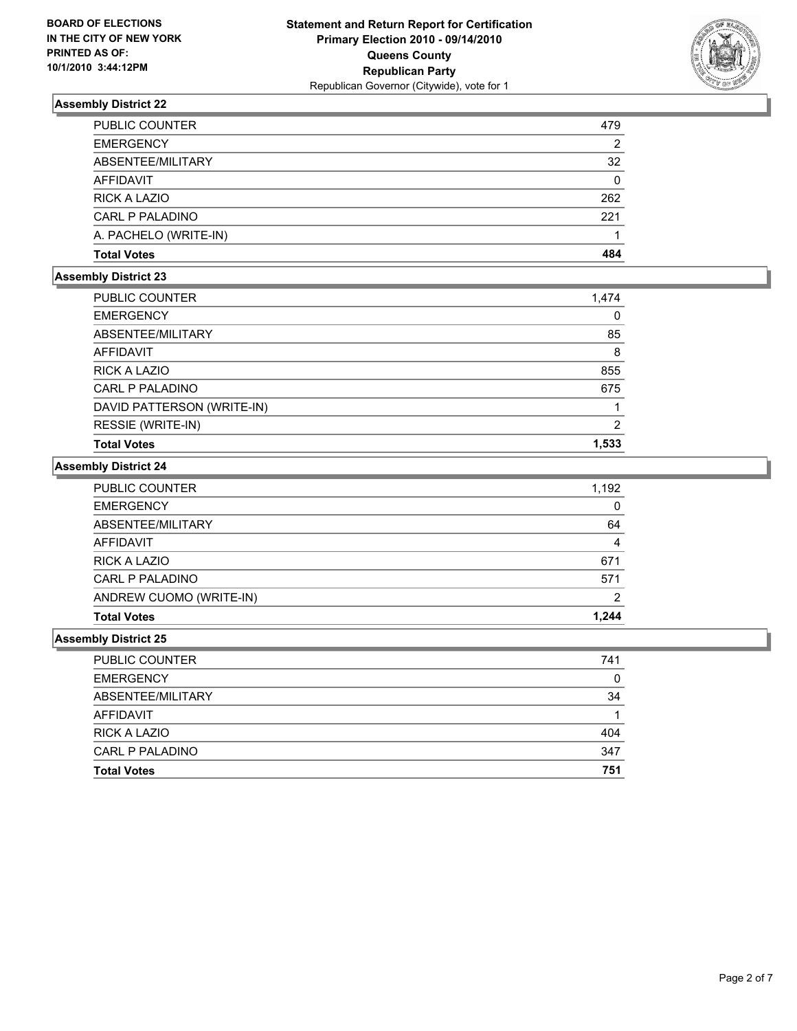**BOARD OF ELECTIONS IN THE CITY OF NEW YORK PRINTED AS OF: 10/1/2010 3:44:12PM**

**Statement and Return Report for Certification**
**Primary Election 2010 - 09/14/2010**
**Queens County**
**Republican Party**
Republican Governor (Citywide), vote for 1

### Assembly District 22

| | |
|---|---|
| PUBLIC COUNTER | 479 |
| EMERGENCY | 2 |
| ABSENTEE/MILITARY | 32 |
| AFFIDAVIT | 0 |
| RICK A LAZIO | 262 |
| CARL P PALADINO | 221 |
| A. PACHELO (WRITE-IN) | 1 |
| **Total Votes** | **484** |

### Assembly District 23

| | |
|---|---|
| PUBLIC COUNTER | 1,474 |
| EMERGENCY | 0 |
| ABSENTEE/MILITARY | 85 |
| AFFIDAVIT | 8 |
| RICK A LAZIO | 855 |
| CARL P PALADINO | 675 |
| DAVID PATTERSON (WRITE-IN) | 1 |
| RESSIE (WRITE-IN) | 2 |
| **Total Votes** | **1,533** |

### Assembly District 24

| | |
|---|---|
| PUBLIC COUNTER | 1,192 |
| EMERGENCY | 0 |
| ABSENTEE/MILITARY | 64 |
| AFFIDAVIT | 4 |
| RICK A LAZIO | 671 |
| CARL P PALADINO | 571 |
| ANDREW CUOMO (WRITE-IN) | 2 |
| **Total Votes** | **1,244** |

### Assembly District 25

| | |
|---|---|
| PUBLIC COUNTER | 741 |
| EMERGENCY | 0 |
| ABSENTEE/MILITARY | 34 |
| AFFIDAVIT | 1 |
| RICK A LAZIO | 404 |
| CARL P PALADINO | 347 |
| **Total Votes** | **751** |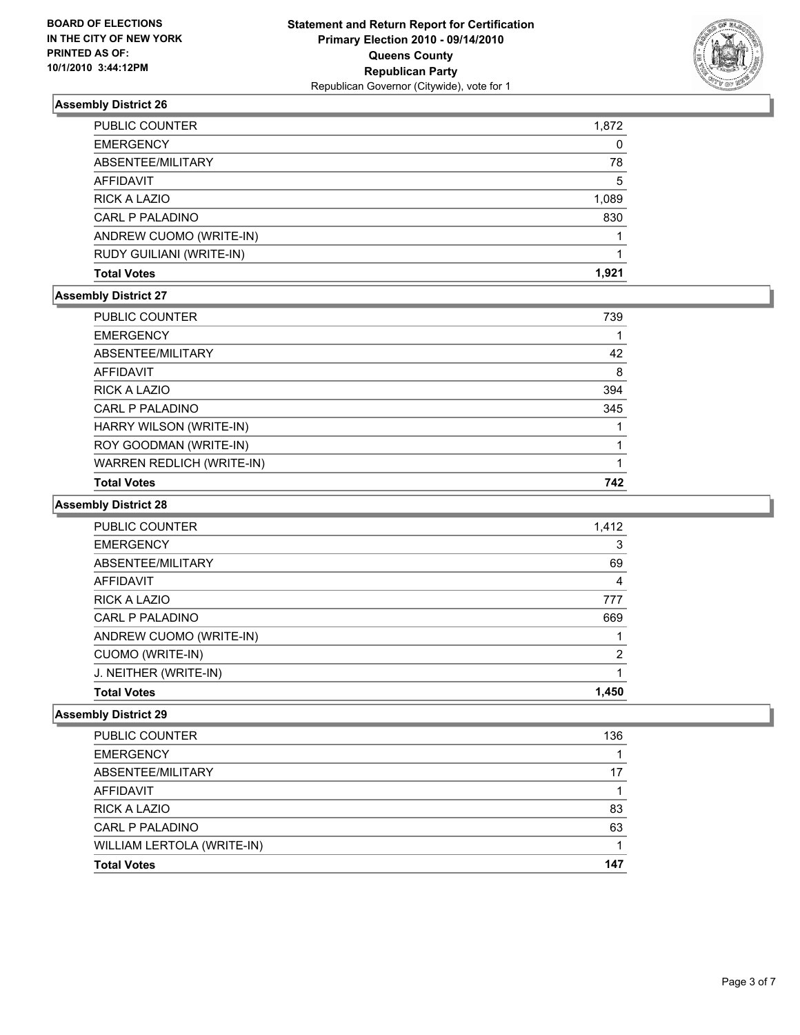**BOARD OF ELECTIONS IN THE CITY OF NEW YORK PRINTED AS OF: 10/1/2010 3:44:12PM**

**Statement and Return Report for Certification Primary Election 2010 - 09/14/2010 Queens County Republican Party**
Republican Governor (Citywide), vote for 1

### Assembly District 26

| | |
|---|---|
| PUBLIC COUNTER | 1,872 |
| EMERGENCY | 0 |
| ABSENTEE/MILITARY | 78 |
| AFFIDAVIT | 5 |
| RICK A LAZIO | 1,089 |
| CARL P PALADINO | 830 |
| ANDREW CUOMO (WRITE-IN) | 1 |
| RUDY GUILIANI (WRITE-IN) | 1 |
| **Total Votes** | **1,921** |

### Assembly District 27

| | |
|---|---|
| PUBLIC COUNTER | 739 |
| EMERGENCY | 1 |
| ABSENTEE/MILITARY | 42 |
| AFFIDAVIT | 8 |
| RICK A LAZIO | 394 |
| CARL P PALADINO | 345 |
| HARRY WILSON (WRITE-IN) | 1 |
| ROY GOODMAN (WRITE-IN) | 1 |
| WARREN REDLICH (WRITE-IN) | 1 |
| **Total Votes** | **742** |

### Assembly District 28

| | |
|---|---|
| PUBLIC COUNTER | 1,412 |
| EMERGENCY | 3 |
| ABSENTEE/MILITARY | 69 |
| AFFIDAVIT | 4 |
| RICK A LAZIO | 777 |
| CARL P PALADINO | 669 |
| ANDREW CUOMO (WRITE-IN) | 1 |
| CUOMO (WRITE-IN) | 2 |
| J. NEITHER (WRITE-IN) | 1 |
| **Total Votes** | **1,450** |

### Assembly District 29

| | |
|---|---|
| PUBLIC COUNTER | 136 |
| EMERGENCY | 1 |
| ABSENTEE/MILITARY | 17 |
| AFFIDAVIT | 1 |
| RICK A LAZIO | 83 |
| CARL P PALADINO | 63 |
| WILLIAM LERTOLA (WRITE-IN) | 1 |
| **Total Votes** | **147** |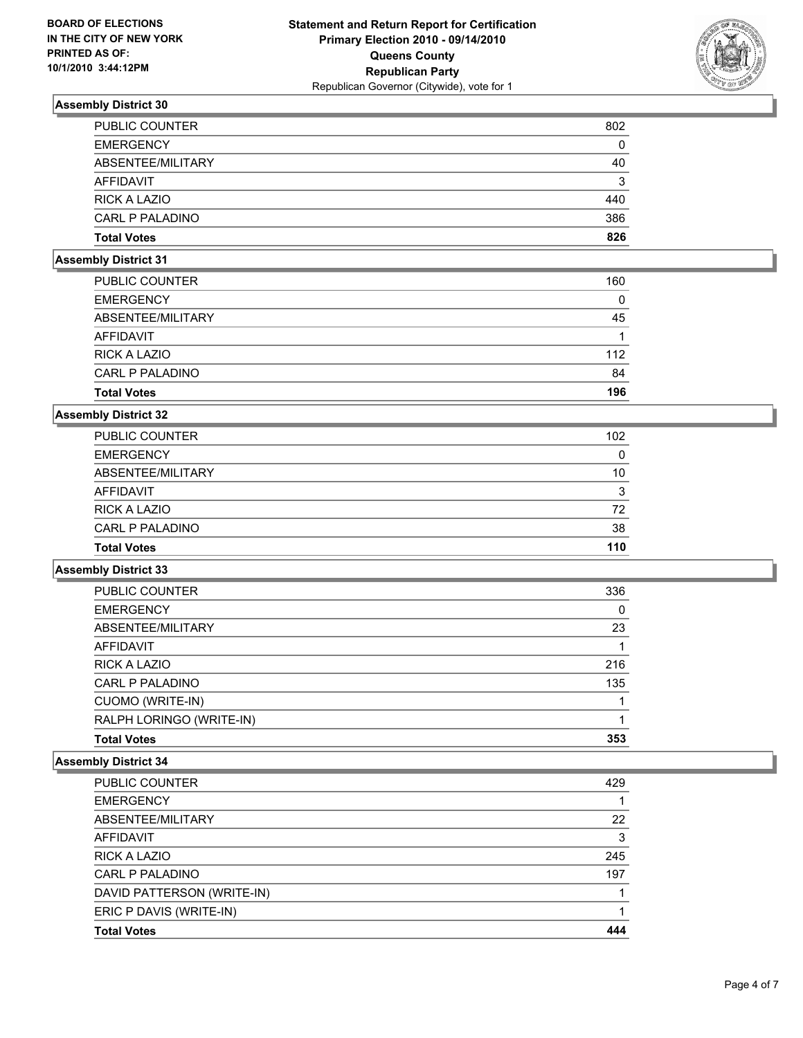**BOARD OF ELECTIONS IN THE CITY OF NEW YORK PRINTED AS OF: 10/1/2010 3:44:12PM**

# Statement and Return Report for Certification
## Primary Election 2010 - 09/14/2010
## Queens County
## Republican Party
## Republican Governor (Citywide), vote for 1

### Assembly District 30

| | |
|---|---|
| PUBLIC COUNTER | 802 |
| EMERGENCY | 0 |
| ABSENTEE/MILITARY | 40 |
| AFFIDAVIT | 3 |
| RICK A LAZIO | 440 |
| CARL P PALADINO | 386 |
| **Total Votes** | **826** |

### Assembly District 31

| | |
|---|---|
| PUBLIC COUNTER | 160 |
| EMERGENCY | 0 |
| ABSENTEE/MILITARY | 45 |
| AFFIDAVIT | 1 |
| RICK A LAZIO | 112 |
| CARL P PALADINO | 84 |
| **Total Votes** | **196** |

### Assembly District 32

| | |
|---|---|
| PUBLIC COUNTER | 102 |
| EMERGENCY | 0 |
| ABSENTEE/MILITARY | 10 |
| AFFIDAVIT | 3 |
| RICK A LAZIO | 72 |
| CARL P PALADINO | 38 |
| **Total Votes** | **110** |

### Assembly District 33

| | |
|---|---|
| PUBLIC COUNTER | 336 |
| EMERGENCY | 0 |
| ABSENTEE/MILITARY | 23 |
| AFFIDAVIT | 1 |
| RICK A LAZIO | 216 |
| CARL P PALADINO | 135 |
| CUOMO (WRITE-IN) | 1 |
| RALPH LORINGO (WRITE-IN) | 1 |
| **Total Votes** | **353** |

### Assembly District 34

| | |
|---|---|
| PUBLIC COUNTER | 429 |
| EMERGENCY | 1 |
| ABSENTEE/MILITARY | 22 |
| AFFIDAVIT | 3 |
| RICK A LAZIO | 245 |
| CARL P PALADINO | 197 |
| DAVID PATTERSON (WRITE-IN) | 1 |
| ERIC P DAVIS (WRITE-IN) | 1 |
| **Total Votes** | **444** |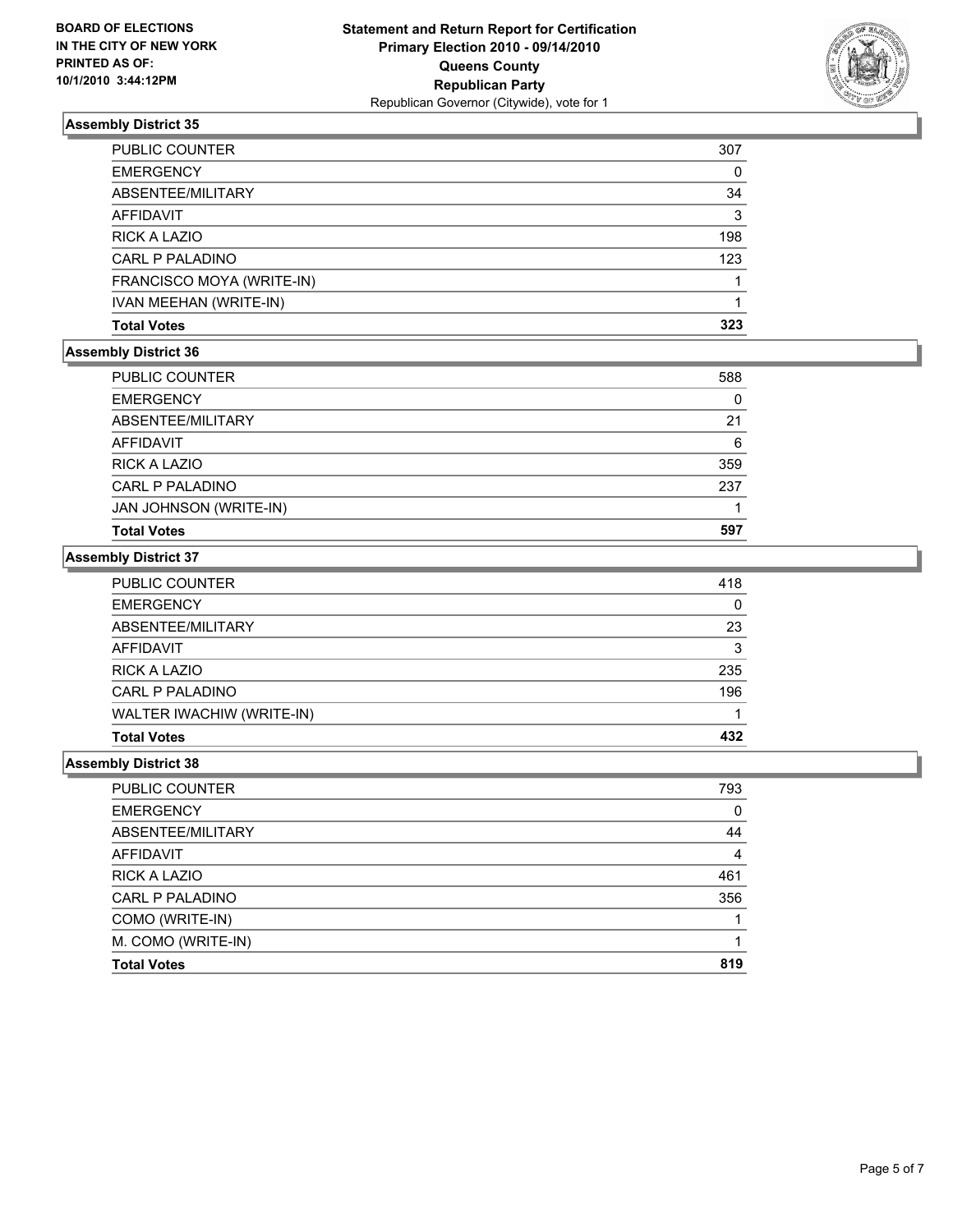**BOARD OF ELECTIONS**
**IN THE CITY OF NEW YORK**
**PRINTED AS OF:**
**10/1/2010 3:44:12PM**

**Statement and Return Report for Certification**
**Primary Election 2010 - 09/14/2010**
**Queens County**
**Republican Party**
Republican Governor (Citywide), vote for 1

### Assembly District 35

| | |
|---|---|
| PUBLIC COUNTER | 307 |
| EMERGENCY | 0 |
| ABSENTEE/MILITARY | 34 |
| AFFIDAVIT | 3 |
| RICK A LAZIO | 198 |
| CARL P PALADINO | 123 |
| FRANCISCO MOYA (WRITE-IN) | 1 |
| IVAN MEEHAN (WRITE-IN) | 1 |
| **Total Votes** | **323** |

### Assembly District 36

| | |
|---|---|
| PUBLIC COUNTER | 588 |
| EMERGENCY | 0 |
| ABSENTEE/MILITARY | 21 |
| AFFIDAVIT | 6 |
| RICK A LAZIO | 359 |
| CARL P PALADINO | 237 |
| JAN JOHNSON (WRITE-IN) | 1 |
| **Total Votes** | **597** |

### Assembly District 37

| | |
|---|---|
| PUBLIC COUNTER | 418 |
| EMERGENCY | 0 |
| ABSENTEE/MILITARY | 23 |
| AFFIDAVIT | 3 |
| RICK A LAZIO | 235 |
| CARL P PALADINO | 196 |
| WALTER IWACHIW (WRITE-IN) | 1 |
| **Total Votes** | **432** |

### Assembly District 38

| | |
|---|---|
| PUBLIC COUNTER | 793 |
| EMERGENCY | 0 |
| ABSENTEE/MILITARY | 44 |
| AFFIDAVIT | 4 |
| RICK A LAZIO | 461 |
| CARL P PALADINO | 356 |
| COMO (WRITE-IN) | 1 |
| M. COMO (WRITE-IN) | 1 |
| **Total Votes** | **819** |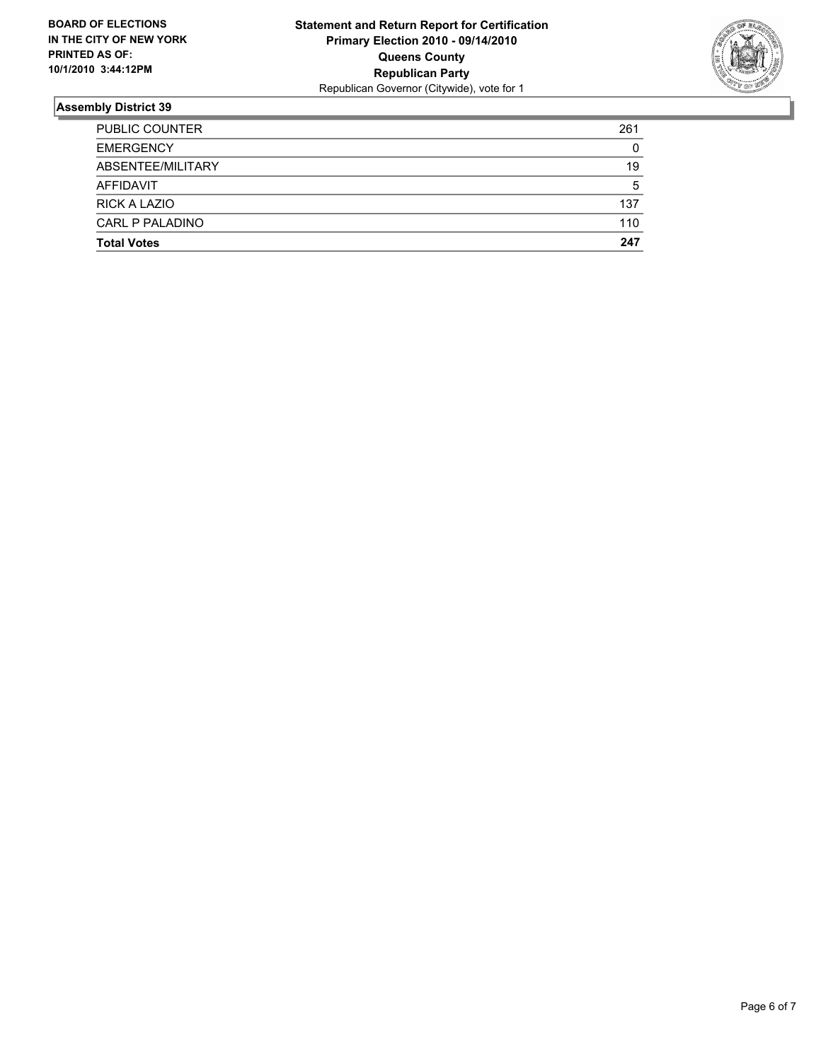BOARD OF ELECTIONS
IN THE CITY OF NEW YORK
PRINTED AS OF:
10/1/2010 3:44:12PM

**Statement and Return Report for Certification**
**Primary Election 2010 - 09/14/2010**
**Queens County**
**Republican Party**
Republican Governor (Citywide), vote for 1

## Assembly District 39

| | |
|---|---|
| PUBLIC COUNTER | 261 |
| EMERGENCY | 0 |
| ABSENTEE/MILITARY | 19 |
| AFFIDAVIT | 5 |
| RICK A LAZIO | 137 |
| CARL P PALADINO | 110 |
| **Total Votes** | **247** |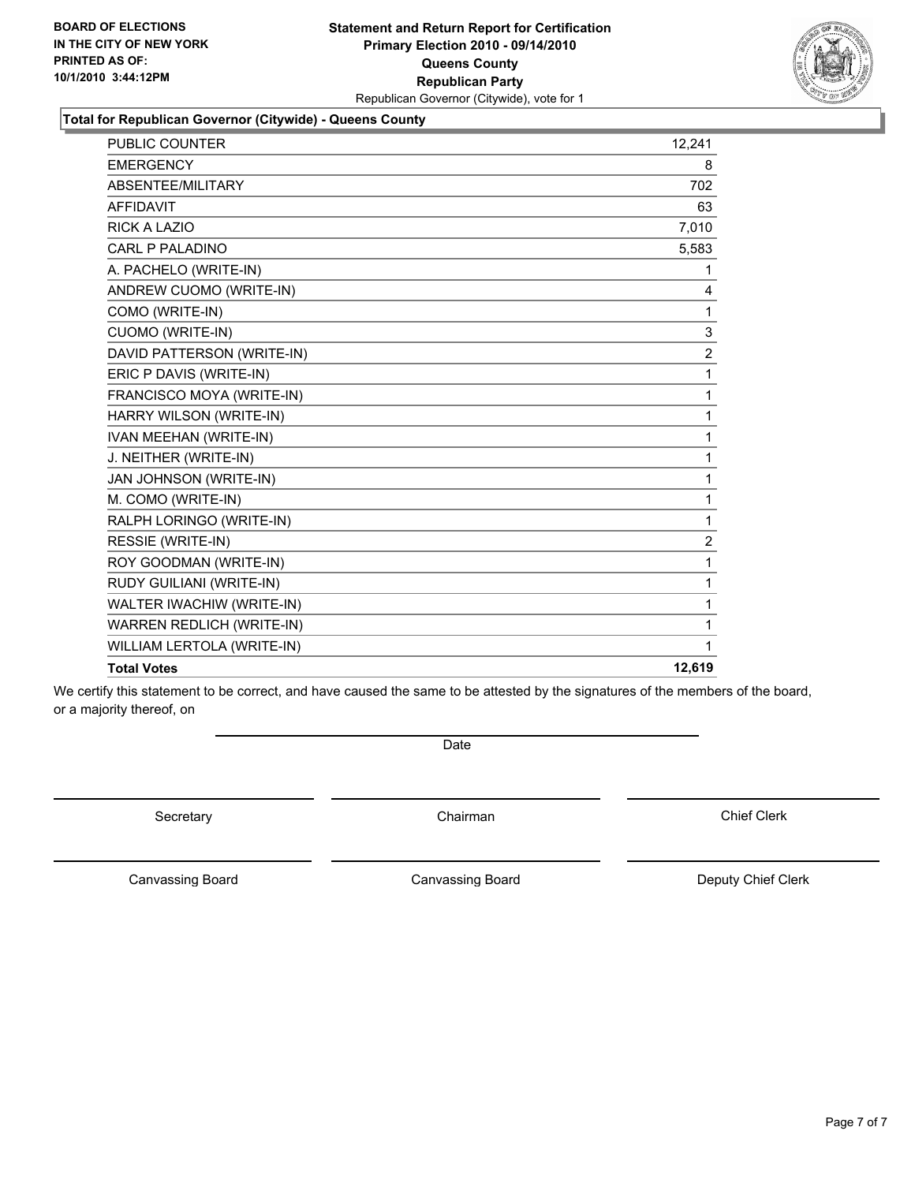**BOARD OF ELECTIONS**
**IN THE CITY OF NEW YORK**
**PRINTED AS OF:**
**10/1/2010 3:44:12PM**

**Statement and Return Report for Certification**
**Primary Election 2010 - 09/14/2010**
**Queens County**
**Republican Party**
Republican Governor (Citywide), vote for 1

**Total for Republican Governor (Citywide) - Queens County**

| | |
|---|---|
| PUBLIC COUNTER | 12,241 |
| EMERGENCY | 8 |
| ABSENTEE/MILITARY | 702 |
| AFFIDAVIT | 63 |
| RICK A LAZIO | 7,010 |
| CARL P PALADINO | 5,583 |
| A. PACHELO (WRITE-IN) | 1 |
| ANDREW CUOMO (WRITE-IN) | 4 |
| COMO (WRITE-IN) | 1 |
| CUOMO (WRITE-IN) | 3 |
| DAVID PATTERSON (WRITE-IN) | 2 |
| ERIC P DAVIS (WRITE-IN) | 1 |
| FRANCISCO MOYA (WRITE-IN) | 1 |
| HARRY WILSON (WRITE-IN) | 1 |
| IVAN MEEHAN (WRITE-IN) | 1 |
| J. NEITHER (WRITE-IN) | 1 |
| JAN JOHNSON (WRITE-IN) | 1 |
| M. COMO (WRITE-IN) | 1 |
| RALPH LORINGO (WRITE-IN) | 1 |
| RESSIE (WRITE-IN) | 2 |
| ROY GOODMAN (WRITE-IN) | 1 |
| RUDY GUILIANI (WRITE-IN) | 1 |
| WALTER IWACHIW (WRITE-IN) | 1 |
| WARREN REDLICH (WRITE-IN) | 1 |
| WILLIAM LERTOLA (WRITE-IN) | 1 |
| **Total Votes** | **12,619** |

We certify this statement to be correct, and have caused the same to be attested by the signatures of the members of the board, or a majority thereof, on

Date

Secretary

Chairman

Chief Clerk

Canvassing Board

Canvassing Board

Deputy Chief Clerk